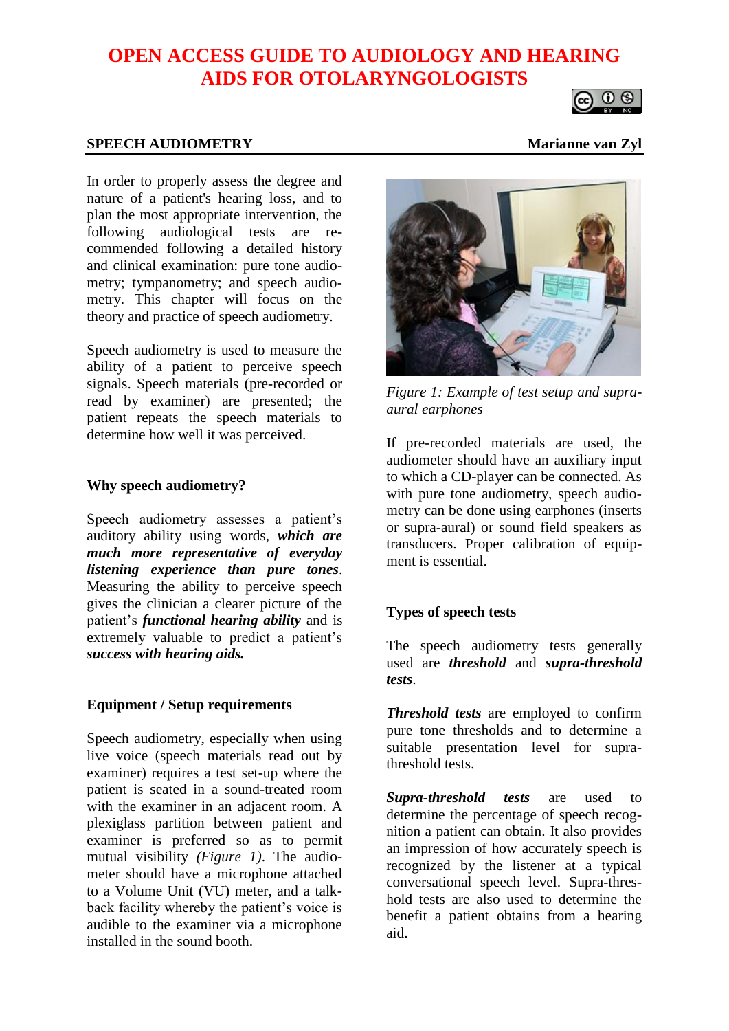# OPEN ACCESS GUIDE TO AUDIOLOGY AND HEARING AIDS FOR OTOLARYNGOLOGISTS

## SPEECH AUDIOMETRY

**Marianne van Zyl**

In order to properly assess the degree and nature of a patient's hearing loss, and to plan the most appropriate intervention, the following audiological tests are recommended following a detailed history and clinical examination: pure tone audiometry; tympanometry; and speech audiometry. This chapter will focus on the theory and practice of speech audiometry.

Speech audiometry is used to measure the ability of a patient to perceive speech signals. Speech materials (pre-recorded or read by examiner) are presented; the patient repeats the speech materials to determine how well it was perceived.

### Why speech audiometry?

Speech audiometry assesses a patient's auditory ability using words, ***which are much more representative of everyday listening experience than pure tones***. Measuring the ability to perceive speech gives the clinician a clearer picture of the patient's ***functional hearing ability*** and is extremely valuable to predict a patient's ***success with hearing aids.***

### Equipment / Setup requirements

Speech audiometry, especially when using live voice (speech materials read out by examiner) requires a test set-up where the patient is seated in a sound-treated room with the examiner in an adjacent room. A plexiglass partition between patient and examiner is preferred so as to permit mutual visibility *(Figure 1)*. The audiometer should have a microphone attached to a Volume Unit (VU) meter, and a talk-back facility whereby the patient's voice is audible to the examiner via a microphone installed in the sound booth.

*Figure 1: Example of test setup and supra-aural earphones*

If pre-recorded materials are used, the audiometer should have an auxiliary input to which a CD-player can be connected. As with pure tone audiometry, speech audiometry can be done using earphones (inserts or supra-aural) or sound field speakers as transducers. Proper calibration of equipment is essential.

### Types of speech tests

The speech audiometry tests generally used are ***threshold*** and ***supra-threshold tests***.

***Threshold tests*** are employed to confirm pure tone thresholds and to determine a suitable presentation level for supra-threshold tests.

***Supra-threshold tests*** are used to determine the percentage of speech recognition a patient can obtain. It also provides an impression of how accurately speech is recognized by the listener at a typical conversational speech level. Supra-threshold tests are also used to determine the benefit a patient obtains from a hearing aid.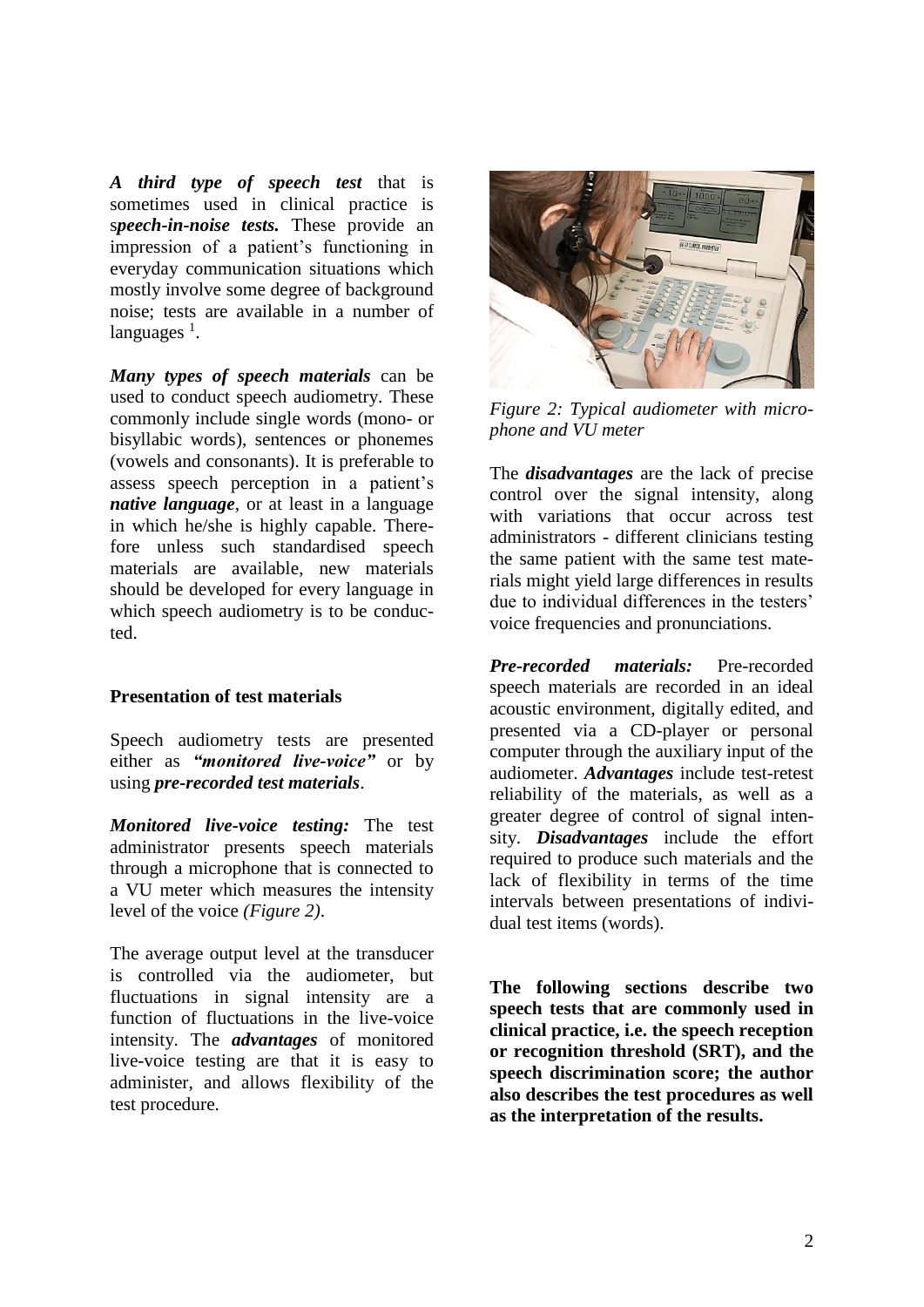***A third type of speech test*** that is sometimes used in clinical practice is s***peech-in-noise tests.*** These provide an impression of a patient's functioning in everyday communication situations which mostly involve some degree of background noise; tests are available in a number of languages [1].

***Many types of speech materials*** can be used to conduct speech audiometry. These commonly include single words (mono- or bisyllabic words), sentences or phonemes (vowels and consonants). It is preferable to assess speech perception in a patient's ***native language***, or at least in a language in which he/she is highly capable. Therefore unless such standardised speech materials are available, new materials should be developed for every language in which speech audiometry is to be conducted.

**Presentation of test materials**

Speech audiometry tests are presented either as ***"monitored live-voice"*** or by using ***pre-recorded test materials***.

***Monitored live-voice testing:*** The test administrator presents speech materials through a microphone that is connected to a VU meter which measures the intensity level of the voice *(Figure 2)*.

The average output level at the transducer is controlled via the audiometer, but fluctuations in signal intensity are a function of fluctuations in the live-voice intensity. The ***advantages*** of monitored live-voice testing are that it is easy to administer, and allows flexibility of the test procedure.

*Figure 2: Typical audiometer with microphone and VU meter*

The ***disadvantages*** are the lack of precise control over the signal intensity, along with variations that occur across test administrators - different clinicians testing the same patient with the same test materials might yield large differences in results due to individual differences in the testers' voice frequencies and pronunciations.

***Pre-recorded materials:*** Pre-recorded speech materials are recorded in an ideal acoustic environment, digitally edited, and presented via a CD-player or personal computer through the auxiliary input of the audiometer. ***Advantages*** include test-retest reliability of the materials, as well as a greater degree of control of signal intensity. ***Disadvantages*** include the effort required to produce such materials and the lack of flexibility in terms of the time intervals between presentations of individual test items (words).

**The following sections describe two speech tests that are commonly used in clinical practice, i.e. the speech reception or recognition threshold (SRT), and the speech discrimination score; the author also describes the test procedures as well as the interpretation of the results.**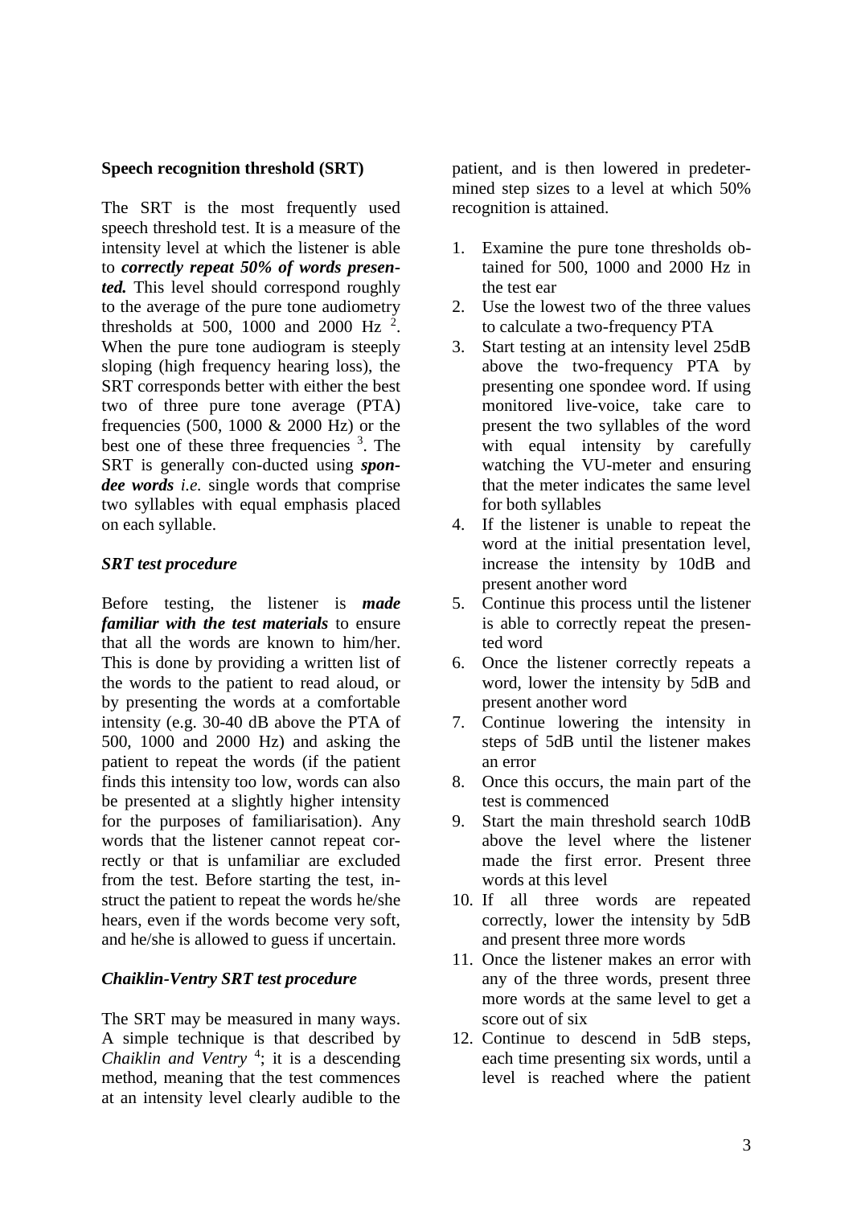### Speech recognition threshold (SRT)

The SRT is the most frequently used speech threshold test. It is a measure of the intensity level at which the listener is able to ***correctly repeat 50% of words presented.*** This level should correspond roughly to the average of the pure tone audiometry thresholds at 500, 1000 and 2000 Hz [2]. When the pure tone audiogram is steeply sloping (high frequency hearing loss), the SRT corresponds better with either the best two of three pure tone average (PTA) frequencies (500, 1000 & 2000 Hz) or the best one of these three frequencies [3]. The SRT is generally con-ducted using ***spondee words*** *i.e.* single words that comprise two syllables with equal emphasis placed on each syllable.

#### *SRT test procedure*

Before testing, the listener is ***made familiar with the test materials*** to ensure that all the words are known to him/her. This is done by providing a written list of the words to the patient to read aloud, or by presenting the words at a comfortable intensity (e.g. 30-40 dB above the PTA of 500, 1000 and 2000 Hz) and asking the patient to repeat the words (if the patient finds this intensity too low, words can also be presented at a slightly higher intensity for the purposes of familiarisation). Any words that the listener cannot repeat correctly or that is unfamiliar are excluded from the test. Before starting the test, instruct the patient to repeat the words he/she hears, even if the words become very soft, and he/she is allowed to guess if uncertain.

#### *Chaiklin-Ventry SRT test procedure*

The SRT may be measured in many ways. A simple technique is that described by *Chaiklin and Ventry* [4]; it is a descending method, meaning that the test commences at an intensity level clearly audible to the patient, and is then lowered in predetermined step sizes to a level at which 50% recognition is attained.

1. Examine the pure tone thresholds obtained for 500, 1000 and 2000 Hz in the test ear
2. Use the lowest two of the three values to calculate a two-frequency PTA
3. Start testing at an intensity level 25dB above the two-frequency PTA by presenting one spondee word. If using monitored live-voice, take care to present the two syllables of the word with equal intensity by carefully watching the VU-meter and ensuring that the meter indicates the same level for both syllables
4. If the listener is unable to repeat the word at the initial presentation level, increase the intensity by 10dB and present another word
5. Continue this process until the listener is able to correctly repeat the presented word
6. Once the listener correctly repeats a word, lower the intensity by 5dB and present another word
7. Continue lowering the intensity in steps of 5dB until the listener makes an error
8. Once this occurs, the main part of the test is commenced
9. Start the main threshold search 10dB above the level where the listener made the first error. Present three words at this level
10. If all three words are repeated correctly, lower the intensity by 5dB and present three more words
11. Once the listener makes an error with any of the three words, present three more words at the same level to get a score out of six
12. Continue to descend in 5dB steps, each time presenting six words, until a level is reached where the patient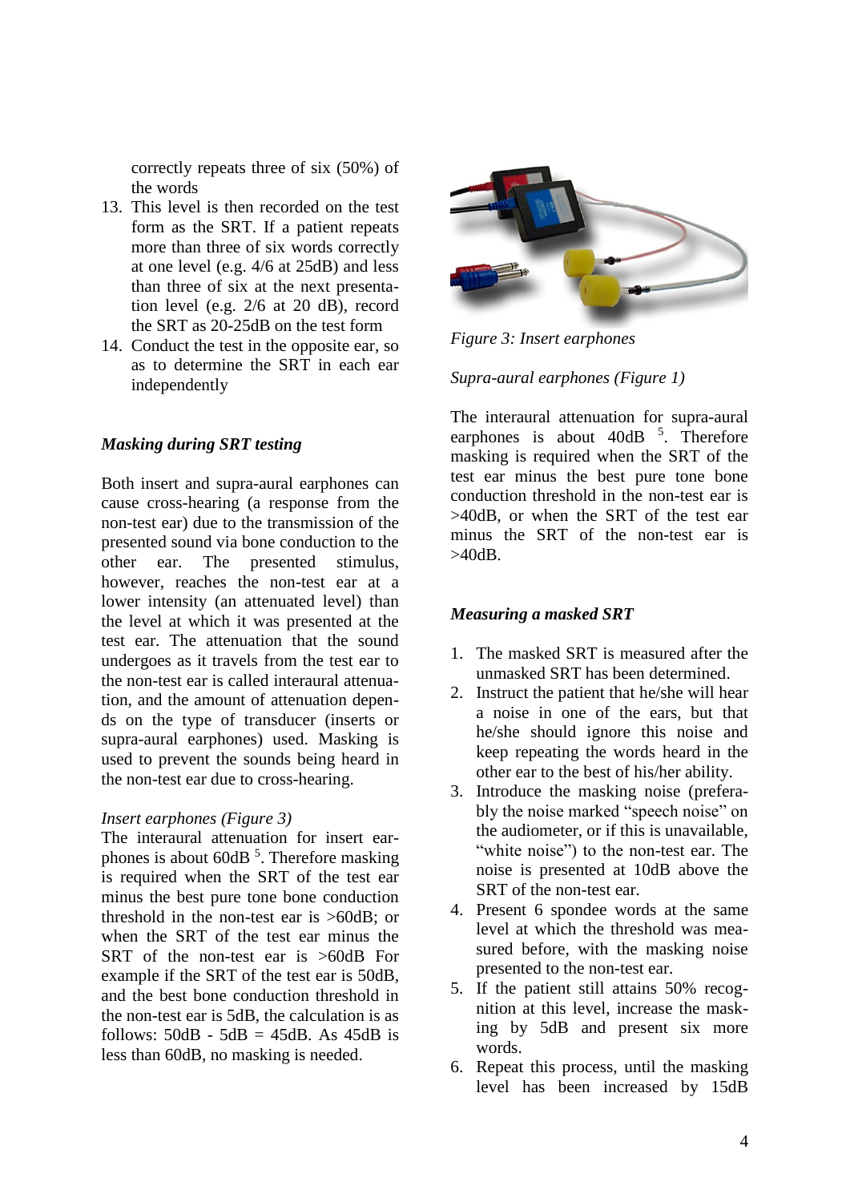correctly repeats three of six (50%) of the words

13. This level is then recorded on the test form as the SRT. If a patient repeats more than three of six words correctly at one level (e.g. 4/6 at 25dB) and less than three of six at the next presentation level (e.g. 2/6 at 20 dB), record the SRT as 20-25dB on the test form
14. Conduct the test in the opposite ear, so as to determine the SRT in each ear independently

### *Masking during SRT testing*

Both insert and supra-aural earphones can cause cross-hearing (a response from the non-test ear) due to the transmission of the presented sound via bone conduction to the other ear. The presented stimulus, however, reaches the non-test ear at a lower intensity (an attenuated level) than the level at which it was presented at the test ear. The attenuation that the sound undergoes as it travels from the test ear to the non-test ear is called interaural attenuation, and the amount of attenuation depends on the type of transducer (inserts or supra-aural earphones) used. Masking is used to prevent the sounds being heard in the non-test ear due to cross-hearing.

*Insert earphones (Figure 3)*

The interaural attenuation for insert earphones is about 60dB [5]. Therefore masking is required when the SRT of the test ear minus the best pure tone bone conduction threshold in the non-test ear is >60dB; or when the SRT of the test ear minus the SRT of the non-test ear is >60dB For example if the SRT of the test ear is 50dB, and the best bone conduction threshold in the non-test ear is 5dB, the calculation is as follows: 50dB - 5dB = 45dB. As 45dB is less than 60dB, no masking is needed.

*Figure 3: Insert earphones*

*Supra-aural earphones (Figure 1)*

The interaural attenuation for supra-aural earphones is about 40dB [5]. Therefore masking is required when the SRT of the test ear minus the best pure tone bone conduction threshold in the non-test ear is >40dB, or when the SRT of the test ear minus the SRT of the non-test ear is >40dB.

### *Measuring a masked SRT*

1. The masked SRT is measured after the unmasked SRT has been determined.
2. Instruct the patient that he/she will hear a noise in one of the ears, but that he/she should ignore this noise and keep repeating the words heard in the other ear to the best of his/her ability.
3. Introduce the masking noise (preferably the noise marked "speech noise" on the audiometer, or if this is unavailable, "white noise") to the non-test ear. The noise is presented at 10dB above the SRT of the non-test ear.
4. Present 6 spondee words at the same level at which the threshold was measured before, with the masking noise presented to the non-test ear.
5. If the patient still attains 50% recognition at this level, increase the masking by 5dB and present six more words.
6. Repeat this process, until the masking level has been increased by 15dB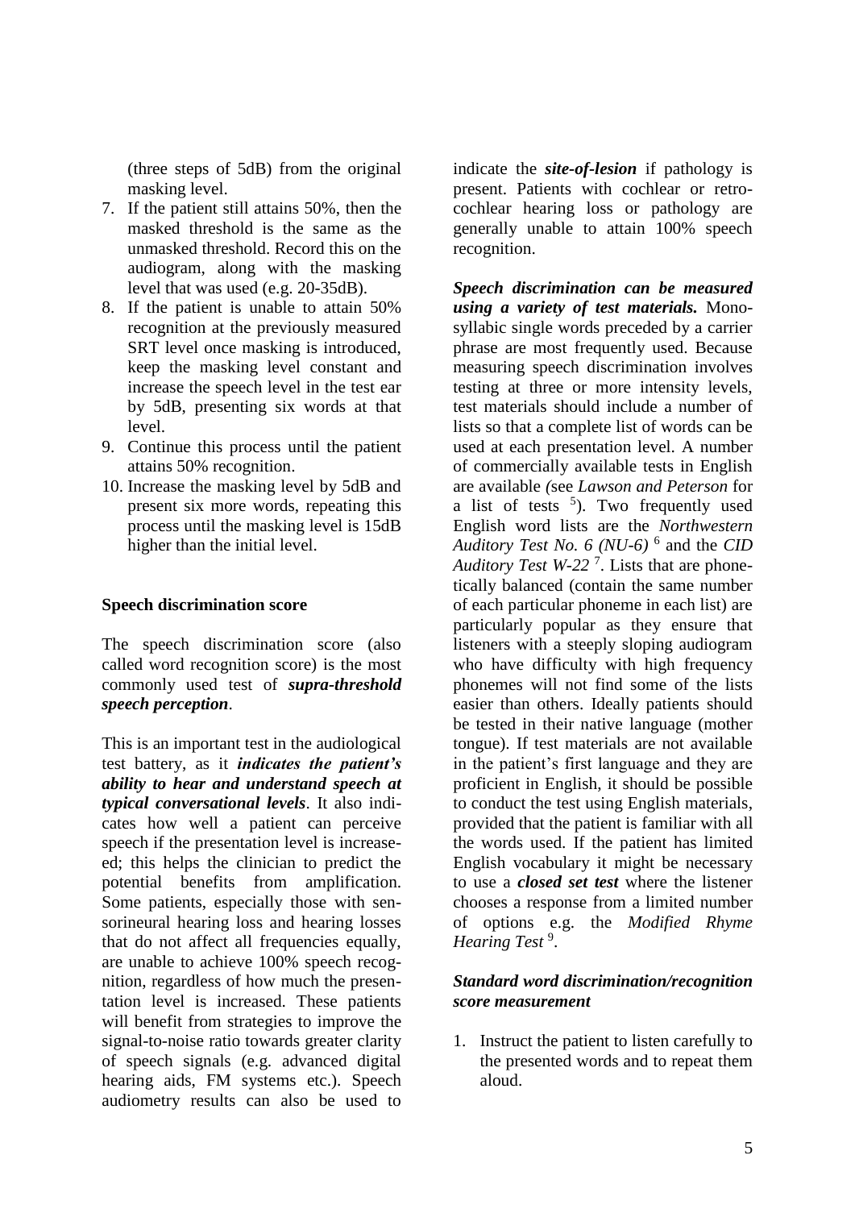(three steps of 5dB) from the original masking level.

7. If the patient still attains 50%, then the masked threshold is the same as the unmasked threshold. Record this on the audiogram, along with the masking level that was used (e.g. 20-35dB).
8. If the patient is unable to attain 50% recognition at the previously measured SRT level once masking is introduced, keep the masking level constant and increase the speech level in the test ear by 5dB, presenting six words at that level.
9. Continue this process until the patient attains 50% recognition.
10. Increase the masking level by 5dB and present six more words, repeating this process until the masking level is 15dB higher than the initial level.

**Speech discrimination score**

The speech discrimination score (also called word recognition score) is the most commonly used test of ***supra-threshold speech perception***.

This is an important test in the audiological test battery, as it ***indicates the patient's ability to hear and understand speech at typical conversational levels***. It also indicates how well a patient can perceive speech if the presentation level is increaseed; this helps the clinician to predict the potential benefits from amplification. Some patients, especially those with sensorineural hearing loss and hearing losses that do not affect all frequencies equally, are unable to achieve 100% speech recognition, regardless of how much the presentation level is increased. These patients will benefit from strategies to improve the signal-to-noise ratio towards greater clarity of speech signals (e.g. advanced digital hearing aids, FM systems etc.). Speech audiometry results can also be used to indicate the ***site-of-lesion*** if pathology is present. Patients with cochlear or retrocochlear hearing loss or pathology are generally unable to attain 100% speech recognition.

***Speech discrimination can be measured using a variety of test materials.*** Monosyllabic single words preceded by a carrier phrase are most frequently used. Because measuring speech discrimination involves testing at three or more intensity levels, test materials should include a number of lists so that a complete list of words can be used at each presentation level. A number of commercially available tests in English are available *(*see *Lawson and Peterson* for a list of tests [5]). Two frequently used English word lists are the *Northwestern Auditory Test No. 6 (NU-6)* [6] and the *CID Auditory Test W-22* [7]. Lists that are phonetically balanced (contain the same number of each particular phoneme in each list) are particularly popular as they ensure that listeners with a steeply sloping audiogram who have difficulty with high frequency phonemes will not find some of the lists easier than others. Ideally patients should be tested in their native language (mother tongue). If test materials are not available in the patient's first language and they are proficient in English, it should be possible to conduct the test using English materials, provided that the patient is familiar with all the words used. If the patient has limited English vocabulary it might be necessary to use a ***closed set test*** where the listener chooses a response from a limited number of options e.g. the *Modified Rhyme Hearing Test* [9].

***Standard word discrimination/recognition score measurement***

1. Instruct the patient to listen carefully to the presented words and to repeat them aloud.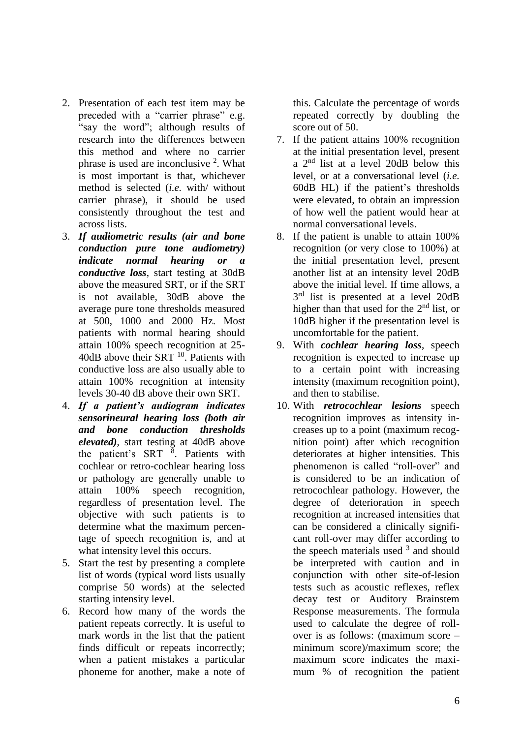2. Presentation of each test item may be preceded with a "carrier phrase" e.g. "say the word"; although results of research into the differences between this method and where no carrier phrase is used are inconclusive [2]. What is most important is that, whichever method is selected (*i.e.* with/ without carrier phrase), it should be used consistently throughout the test and across lists.
3. ***If audiometric results (air and bone conduction pure tone audiometry) indicate normal hearing or a conductive loss***, start testing at 30dB above the measured SRT, or if the SRT is not available, 30dB above the average pure tone thresholds measured at 500, 1000 and 2000 Hz. Most patients with normal hearing should attain 100% speech recognition at 25-40dB above their SRT [10]. Patients with conductive loss are also usually able to attain 100% recognition at intensity levels 30-40 dB above their own SRT.
4. ***If a patient's audiogram indicates sensorineural hearing loss (both air and bone conduction thresholds elevated)***, start testing at 40dB above the patient's SRT [8]. Patients with cochlear or retro-cochlear hearing loss or pathology are generally unable to attain 100% speech recognition, regardless of presentation level. The objective with such patients is to determine what the maximum percentage of speech recognition is, and at what intensity level this occurs.
5. Start the test by presenting a complete list of words (typical word lists usually comprise 50 words) at the selected starting intensity level.
6. Record how many of the words the patient repeats correctly. It is useful to mark words in the list that the patient finds difficult or repeats incorrectly; when a patient mistakes a particular phoneme for another, make a note of this. Calculate the percentage of words repeated correctly by doubling the score out of 50.
7. If the patient attains 100% recognition at the initial presentation level, present a 2nd list at a level 20dB below this level, or at a conversational level (*i.e.* 60dB HL) if the patient's thresholds were elevated, to obtain an impression of how well the patient would hear at normal conversational levels.
8. If the patient is unable to attain 100% recognition (or very close to 100%) at the initial presentation level, present another list at an intensity level 20dB above the initial level. If time allows, a 3rd list is presented at a level 20dB higher than that used for the 2nd list, or 10dB higher if the presentation level is uncomfortable for the patient.
9. With ***cochlear hearing loss***, speech recognition is expected to increase up to a certain point with increasing intensity (maximum recognition point), and then to stabilise.
10. With ***retrocochlear lesions*** speech recognition improves as intensity increases up to a point (maximum recognition point) after which recognition deteriorates at higher intensities. This phenomenon is called "roll-over" and is considered to be an indication of retrocochlear pathology. However, the degree of deterioration in speech recognition at increased intensities that can be considered a clinically significant roll-over may differ according to the speech materials used [3] and should be interpreted with caution and in conjunction with other site-of-lesion tests such as acoustic reflexes, reflex decay test or Auditory Brainstem Response measurements. The formula used to calculate the degree of roll-over is as follows: (maximum score – minimum score)/maximum score; the maximum score indicates the maximum % of recognition the patient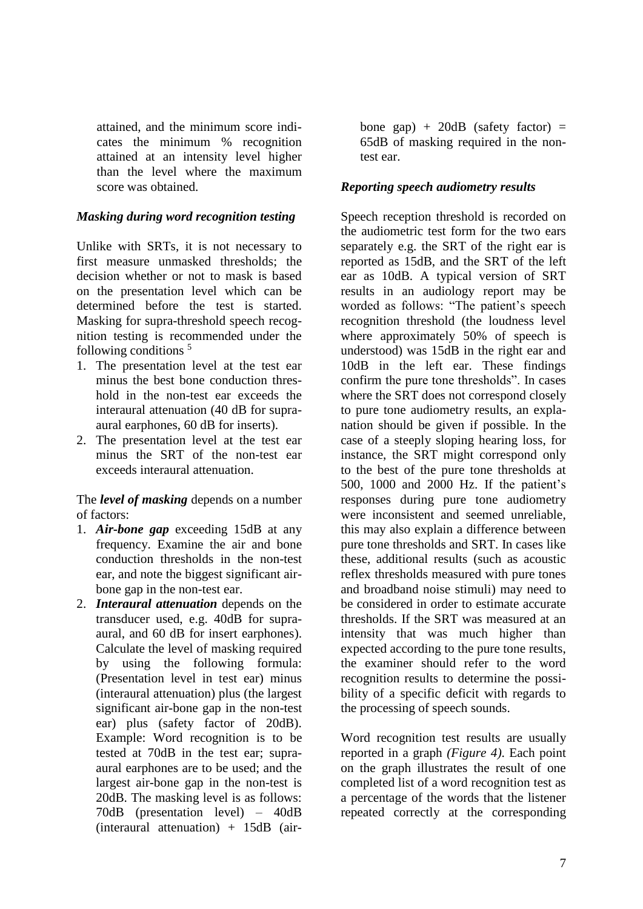attained, and the minimum score indicates the minimum % recognition attained at an intensity level higher than the level where the maximum score was obtained.

### *Masking during word recognition testing*

Unlike with SRTs, it is not necessary to first measure unmasked thresholds; the decision whether or not to mask is based on the presentation level which can be determined before the test is started. Masking for supra-threshold speech recognition testing is recommended under the following conditions [5]

1. The presentation level at the test ear minus the best bone conduction threshold in the non-test ear exceeds the interaural attenuation (40 dB for supra-aural earphones, 60 dB for inserts).
2. The presentation level at the test ear minus the SRT of the non-test ear exceeds interaural attenuation.

The ***level of masking*** depends on a number of factors:

1. ***Air-bone gap*** exceeding 15dB at any frequency. Examine the air and bone conduction thresholds in the non-test ear, and note the biggest significant air-bone gap in the non-test ear.
2. ***Interaural attenuation*** depends on the transducer used, e.g. 40dB for supra-aural, and 60 dB for insert earphones). Calculate the level of masking required by using the following formula: (Presentation level in test ear) minus (interaural attenuation) plus (the largest significant air-bone gap in the non-test ear) plus (safety factor of 20dB). Example: Word recognition is to be tested at 70dB in the test ear; supra-aural earphones are to be used; and the largest air-bone gap in the non-test is 20dB. The masking level is as follows: 70dB (presentation level) – 40dB (interaural attenuation) + 15dB (air-bone gap) + 20dB (safety factor) = 65dB of masking required in the non-test ear.

### *Reporting speech audiometry results*

Speech reception threshold is recorded on the audiometric test form for the two ears separately e.g. the SRT of the right ear is reported as 15dB, and the SRT of the left ear as 10dB. A typical version of SRT results in an audiology report may be worded as follows: "The patient's speech recognition threshold (the loudness level where approximately 50% of speech is understood) was 15dB in the right ear and 10dB in the left ear. These findings confirm the pure tone thresholds". In cases where the SRT does not correspond closely to pure tone audiometry results, an explanation should be given if possible. In the case of a steeply sloping hearing loss, for instance, the SRT might correspond only to the best of the pure tone thresholds at 500, 1000 and 2000 Hz. If the patient's responses during pure tone audiometry were inconsistent and seemed unreliable, this may also explain a difference between pure tone thresholds and SRT. In cases like these, additional results (such as acoustic reflex thresholds measured with pure tones and broadband noise stimuli) may need to be considered in order to estimate accurate thresholds. If the SRT was measured at an intensity that was much higher than expected according to the pure tone results, the examiner should refer to the word recognition results to determine the possibility of a specific deficit with regards to the processing of speech sounds.

Word recognition test results are usually reported in a graph *(Figure 4)*. Each point on the graph illustrates the result of one completed list of a word recognition test as a percentage of the words that the listener repeated correctly at the corresponding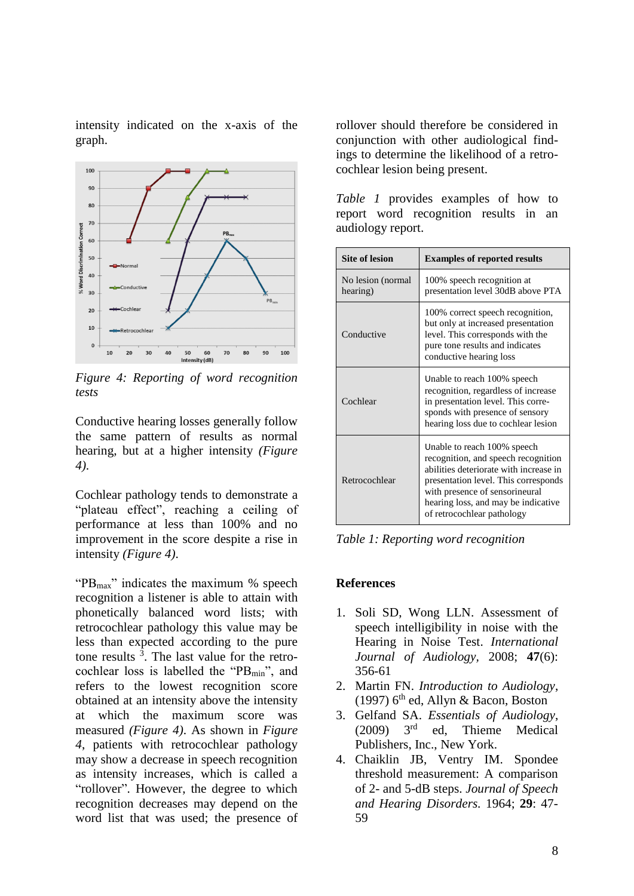intensity indicated on the x-axis of the graph.

*Figure 4: Reporting of word recognition tests*

Conductive hearing losses generally follow the same pattern of results as normal hearing, but at a higher intensity *(Figure 4).*

Cochlear pathology tends to demonstrate a "plateau effect", reaching a ceiling of performance at less than 100% and no improvement in the score despite a rise in intensity *(Figure 4).*

"$PB_{max}$" indicates the maximum % speech recognition a listener is able to attain with phonetically balanced word lists; with retrocochlear pathology this value may be less than expected according to the pure tone results [3]. The last value for the retro-cochlear loss is labelled the "$PB_{min}$", and refers to the lowest recognition score obtained at an intensity above the intensity at which the maximum score was measured *(Figure 4)*. As shown in *Figure 4*, patients with retrocochlear pathology may show a decrease in speech recognition as intensity increases, which is called a "rollover". However, the degree to which recognition decreases may depend on the word list that was used; the presence of rollover should therefore be considered in conjunction with other audiological findings to determine the likelihood of a retro-cochlear lesion being present.

*Table 1* provides examples of how to report word recognition results in an audiology report.

| Site of lesion | Examples of reported results |
|---|---|
| No lesion (normal hearing) | 100% speech recognition at presentation level 30dB above PTA |
| Conductive | 100% correct speech recognition, but only at increased presentation level. This corresponds with the pure tone results and indicates conductive hearing loss |
| Cochlear | Unable to reach 100% speech recognition, regardless of increase in presentation level. This corresponds with presence of sensory hearing loss due to cochlear lesion |
| Retrocochlear | Unable to reach 100% speech recognition, and speech recognition abilities deteriorate with increase in presentation level. This corresponds with presence of sensorineural hearing loss, and may be indicative of retrocochlear pathology |

*Table 1: Reporting word recognition*

## References

1. Soli SD, Wong LLN. Assessment of speech intelligibility in noise with the Hearing in Noise Test. *International Journal of Audiology*, 2008; **47**(6): 356-61
2. Martin FN. *Introduction to Audiology*, (1997) 6th ed, Allyn & Bacon, Boston
3. Gelfand SA. *Essentials of Audiology*, (2009) 3rd ed, Thieme Medical Publishers, Inc., New York.
4. Chaiklin JB, Ventry IM. Spondee threshold measurement: A comparison of 2- and 5-dB steps. *Journal of Speech and Hearing Disorders*. 1964; **29**: 47-59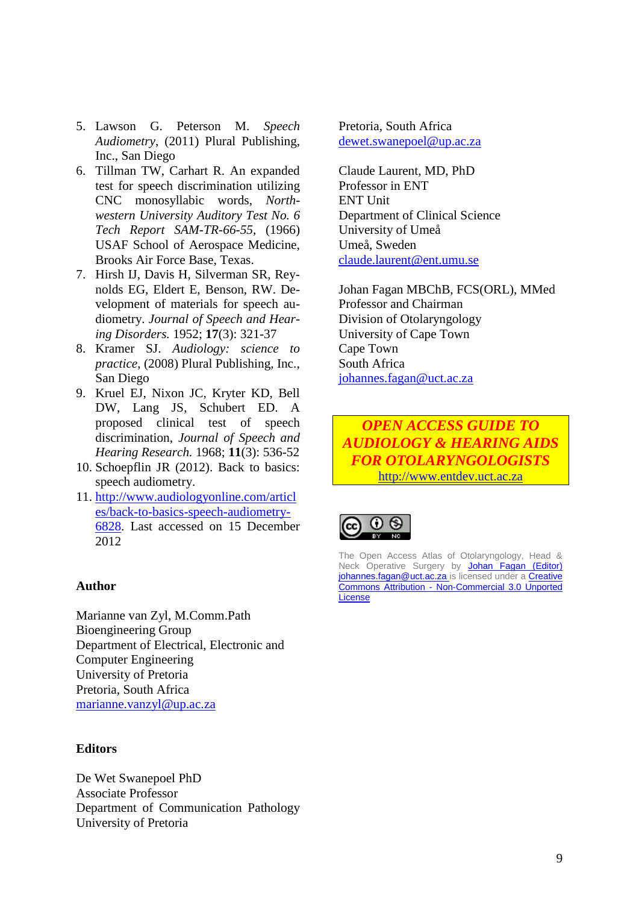5. Lawson G. Peterson M. *Speech Audiometry*, (2011) Plural Publishing, Inc., San Diego
6. Tillman TW, Carhart R. An expanded test for speech discrimination utilizing CNC monosyllabic words, *Northwestern University Auditory Test No. 6 Tech Report SAM-TR-66-55*, (1966) USAF School of Aerospace Medicine, Brooks Air Force Base, Texas.
7. Hirsh IJ, Davis H, Silverman SR, Reynolds EG, Eldert E, Benson, RW. Development of materials for speech audiometry. *Journal of Speech and Hearing Disorders.* 1952; **17**(3): 321-37
8. Kramer SJ. *Audiology: science to practice*, (2008) Plural Publishing, Inc., San Diego
9. Kruel EJ, Nixon JC, Kryter KD, Bell DW, Lang JS, Schubert ED. A proposed clinical test of speech discrimination, *Journal of Speech and Hearing Research.* 1968; **11**(3): 536-52
10. Schoepflin JR (2012). Back to basics: speech audiometry.
11. http://www.audiologyonline.com/articles/back-to-basics-speech-audiometry-6828. Last accessed on 15 December 2012

## Author

Marianne van Zyl, M.Comm.Path
Bioengineering Group
Department of Electrical, Electronic and Computer Engineering
University of Pretoria
Pretoria, South Africa
marianne.vanzyl@up.ac.za

## Editors

De Wet Swanepoel PhD
Associate Professor
Department of Communication Pathology
University of Pretoria
Pretoria, South Africa
dewet.swanepoel@up.ac.za

Claude Laurent, MD, PhD
Professor in ENT
ENT Unit
Department of Clinical Science
University of Umeå
Umeå, Sweden
claude.laurent@ent.umu.se

Johan Fagan MBChB, FCS(ORL), MMed
Professor and Chairman
Division of Otolaryngology
University of Cape Town
Cape Town
South Africa
johannes.fagan@uct.ac.za

***OPEN ACCESS GUIDE TO AUDIOLOGY & HEARING AIDS FOR OTOLARYNGOLOGISTS***
http://www.entdev.uct.ac.za

The Open Access Atlas of Otolaryngology, Head & Neck Operative Surgery by Johan Fagan (Editor) johannes.fagan@uct.ac.za is licensed under a Creative Commons Attribution - Non-Commercial 3.0 Unported License